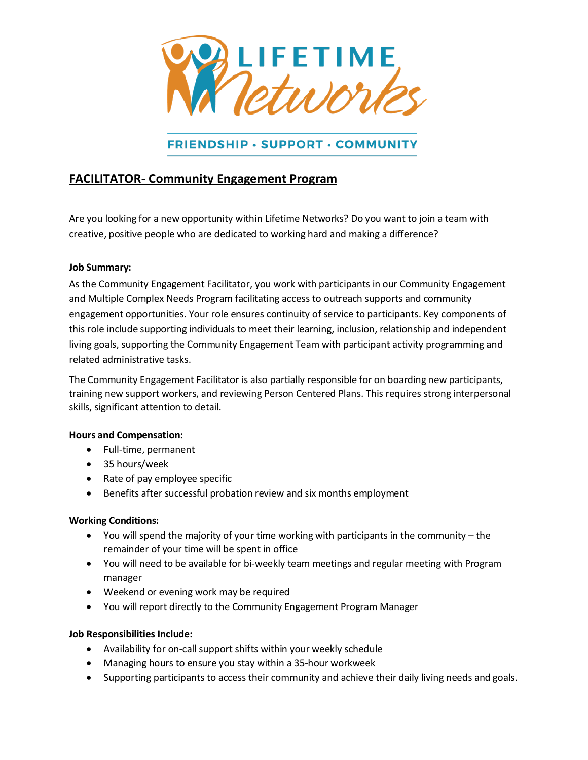LIFETIME Networks

FRIENDSHIP • SUPPORT • COMMUNITY

# FACILITATOR- Community Engagement Program

Are you looking for a new opportunity within Lifetime Networks? Do you want to join a team with creative, positive people who are dedicated to working hard and making a difference?

**Job Summary:**

As the Community Engagement Facilitator, you work with participants in our Community Engagement and Multiple Complex Needs Program facilitating access to outreach supports and community engagement opportunities. Your role ensures continuity of service to participants. Key components of this role include supporting individuals to meet their learning, inclusion, relationship and independent living goals, supporting the Community Engagement Team with participant activity programming and related administrative tasks.

The Community Engagement Facilitator is also partially responsible for on boarding new participants, training new support workers, and reviewing Person Centered Plans. This requires strong interpersonal skills, significant attention to detail.

**Hours and Compensation:**

- Full-time, permanent
- 35 hours/week
- Rate of pay employee specific
- Benefits after successful probation review and six months employment

**Working Conditions:**

- You will spend the majority of your time working with participants in the community – the remainder of your time will be spent in office
- You will need to be available for bi-weekly team meetings and regular meeting with Program manager
- Weekend or evening work may be required
- You will report directly to the Community Engagement Program Manager

**Job Responsibilities Include:**

- Availability for on-call support shifts within your weekly schedule
- Managing hours to ensure you stay within a 35-hour workweek
- Supporting participants to access their community and achieve their daily living needs and goals.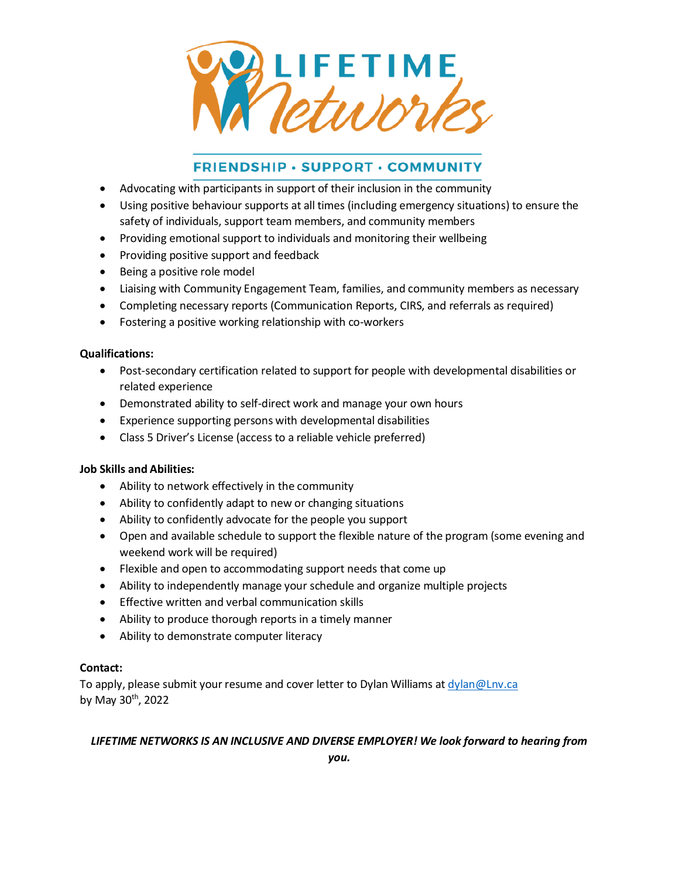FRIENDSHIP • SUPPORT • COMMUNITY

- Advocating with participants in support of their inclusion in the community
- Using positive behaviour supports at all times (including emergency situations) to ensure the safety of individuals, support team members, and community members
- Providing emotional support to individuals and monitoring their wellbeing
- Providing positive support and feedback
- Being a positive role model
- Liaising with Community Engagement Team, families, and community members as necessary
- Completing necessary reports (Communication Reports, CIRS, and referrals as required)
- Fostering a positive working relationship with co-workers

**Qualifications:**

- Post-secondary certification related to support for people with developmental disabilities or related experience
- Demonstrated ability to self-direct work and manage your own hours
- Experience supporting persons with developmental disabilities
- Class 5 Driver's License (access to a reliable vehicle preferred)

**Job Skills and Abilities:**

- Ability to network effectively in the community
- Ability to confidently adapt to new or changing situations
- Ability to confidently advocate for the people you support
- Open and available schedule to support the flexible nature of the program (some evening and weekend work will be required)
- Flexible and open to accommodating support needs that come up
- Ability to independently manage your schedule and organize multiple projects
- Effective written and verbal communication skills
- Ability to produce thorough reports in a timely manner
- Ability to demonstrate computer literacy

**Contact:**

To apply, please submit your resume and cover letter to Dylan Williams at dylan@Lnv.ca by May 30th, 2022

***LIFETIME NETWORKS IS AN INCLUSIVE AND DIVERSE EMPLOYER! We look forward to hearing from you.***